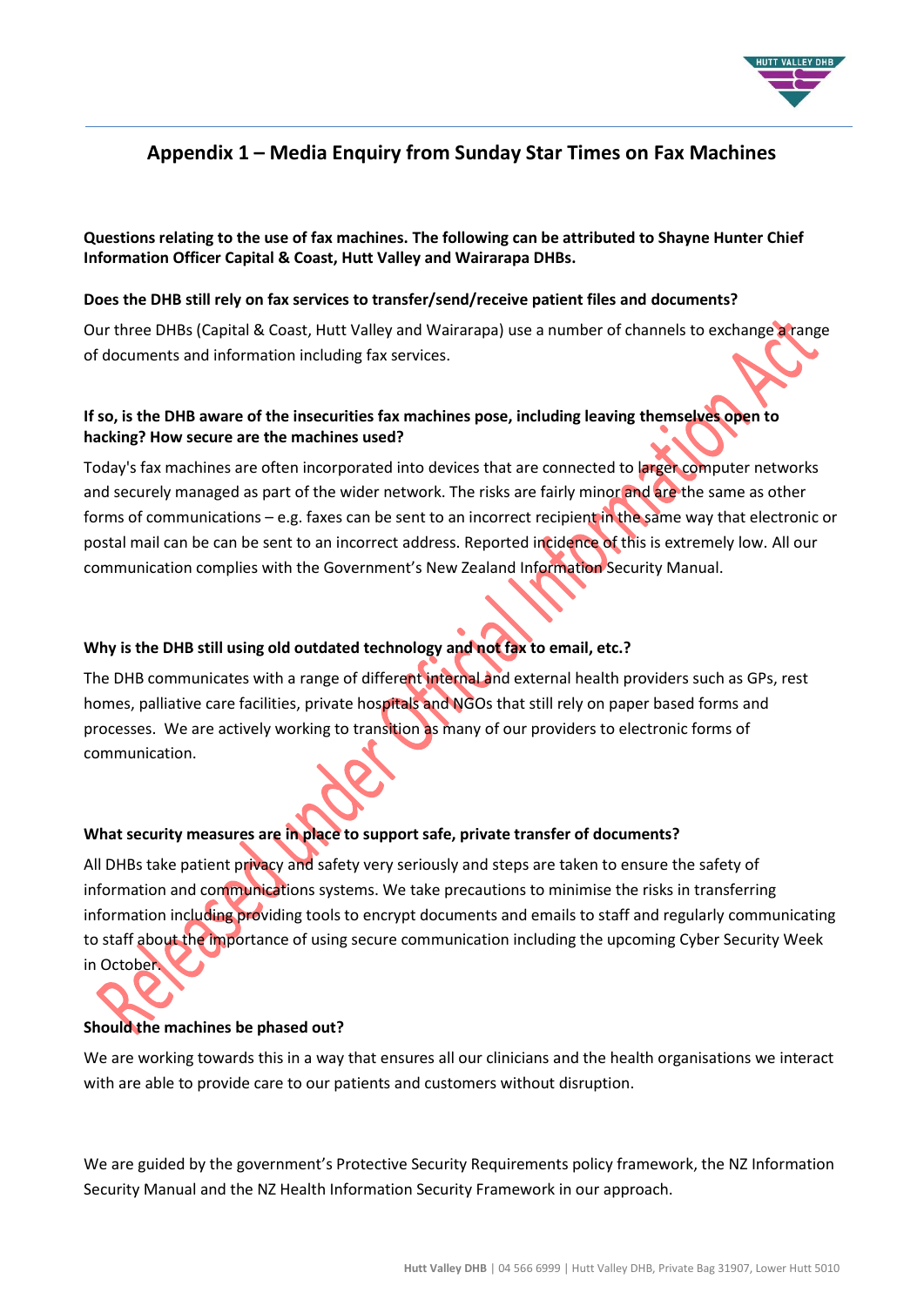## Appendix 1 – Media Enquiry from Sunday Star Times on Fax Machines

**Questions relating to the use of fax machines. The following can be attributed to Shayne Hunter Chief Information Officer Capital & Coast, Hutt Valley and Wairarapa DHBs.**

**Does the DHB still rely on fax services to transfer/send/receive patient files and documents?**

Our three DHBs (Capital & Coast, Hutt Valley and Wairarapa) use a number of channels to exchange a range of documents and information including fax services.

**If so, is the DHB aware of the insecurities fax machines pose, including leaving themselves open to hacking? How secure are the machines used?**

Today's fax machines are often incorporated into devices that are connected to larger computer networks and securely managed as part of the wider network. The risks are fairly minor and are the same as other forms of communications – e.g. faxes can be sent to an incorrect recipient in the same way that electronic or postal mail can be can be sent to an incorrect address. Reported incidence of this is extremely low. All our communication complies with the Government's New Zealand Information Security Manual.

**Why is the DHB still using old outdated technology and not fax to email, etc.?**

The DHB communicates with a range of different internal and external health providers such as GPs, rest homes, palliative care facilities, private hospitals and NGOs that still rely on paper based forms and processes. We are actively working to transition as many of our providers to electronic forms of communication.

**What security measures are in place to support safe, private transfer of documents?**

All DHBs take patient privacy and safety very seriously and steps are taken to ensure the safety of information and communications systems. We take precautions to minimise the risks in transferring information including providing tools to encrypt documents and emails to staff and regularly communicating to staff about the importance of using secure communication including the upcoming Cyber Security Week in October.

**Should the machines be phased out?**

We are working towards this in a way that ensures all our clinicians and the health organisations we interact with are able to provide care to our patients and customers without disruption.

We are guided by the government's Protective Security Requirements policy framework, the NZ Information Security Manual and the NZ Health Information Security Framework in our approach.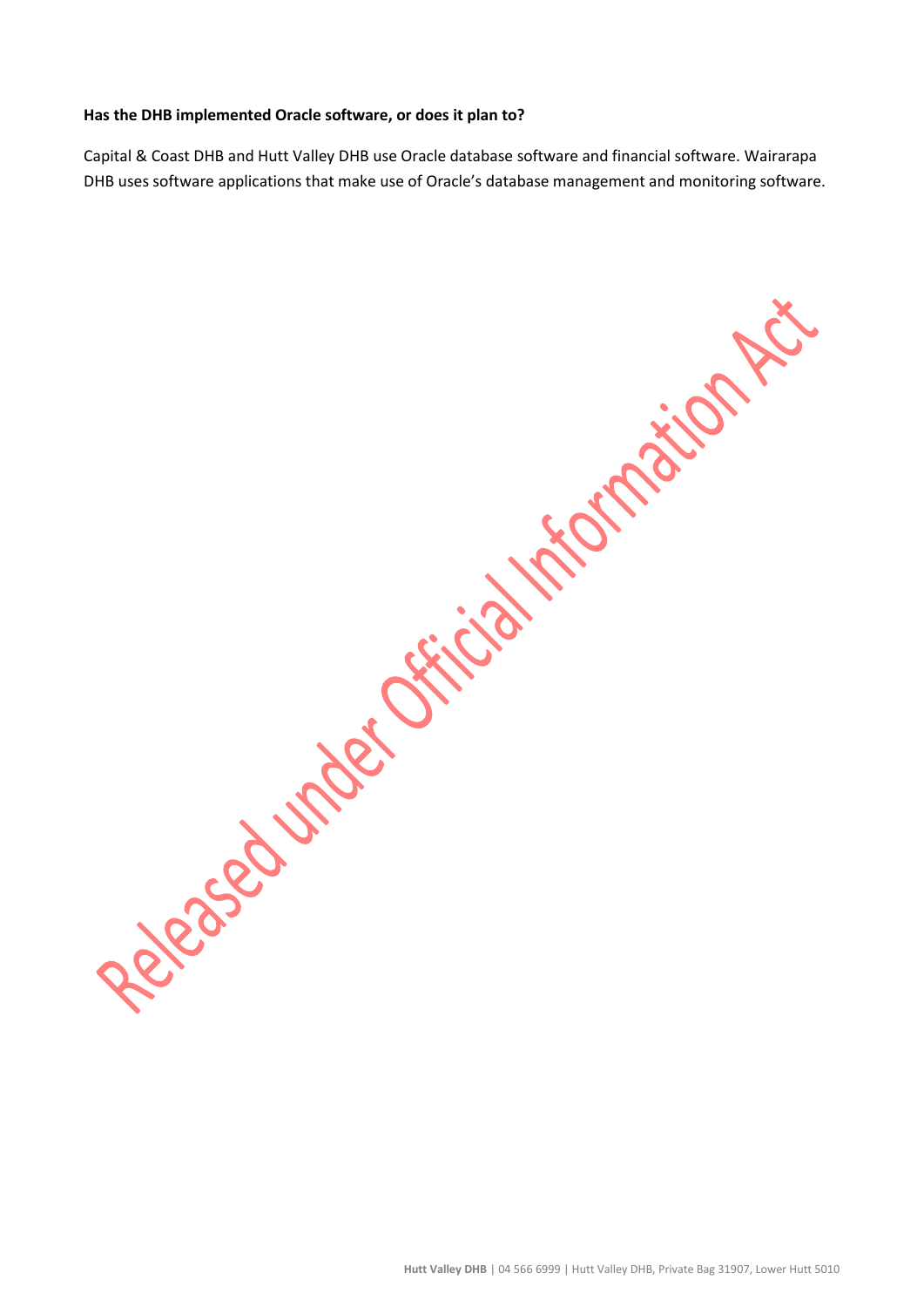**Has the DHB implemented Oracle software, or does it plan to?**

Capital & Coast DHB and Hutt Valley DHB use Oracle database software and financial software. Wairarapa DHB uses software applications that make use of Oracle's database management and monitoring software.

Released under Official Information Act